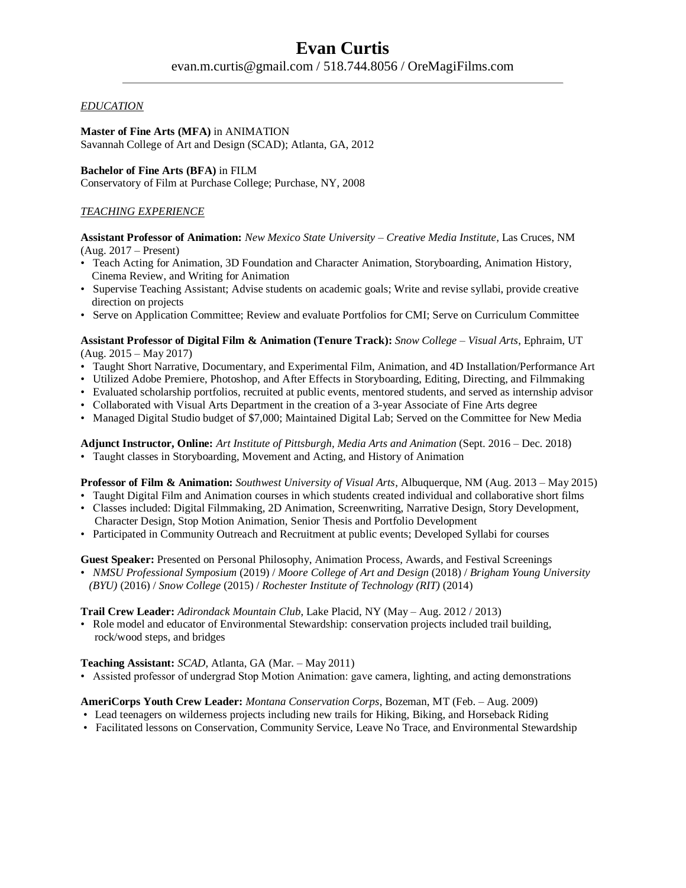# Evan Curtis

evan.m.curtis@gmail.com / 518.744.8056 / OreMagiFilms.com

---

## *EDUCATION*

**Master of Fine Arts (MFA)** in ANIMATION
Savannah College of Art and Design (SCAD); Atlanta, GA, 2012

**Bachelor of Fine Arts (BFA)** in FILM
Conservatory of Film at Purchase College; Purchase, NY, 2008

## *TEACHING EXPERIENCE*

**Assistant Professor of Animation:** *New Mexico State University – Creative Media Institute*, Las Cruces, NM (Aug. 2017 – Present)

- Teach Acting for Animation, 3D Foundation and Character Animation, Storyboarding, Animation History, Cinema Review, and Writing for Animation
- Supervise Teaching Assistant; Advise students on academic goals; Write and revise syllabi, provide creative direction on projects
- Serve on Application Committee; Review and evaluate Portfolios for CMI; Serve on Curriculum Committee

**Assistant Professor of Digital Film & Animation (Tenure Track):** *Snow College – Visual Arts*, Ephraim, UT (Aug. 2015 – May 2017)

- Taught Short Narrative, Documentary, and Experimental Film, Animation, and 4D Installation/Performance Art
- Utilized Adobe Premiere, Photoshop, and After Effects in Storyboarding, Editing, Directing, and Filmmaking
- Evaluated scholarship portfolios, recruited at public events, mentored students, and served as internship advisor
- Collaborated with Visual Arts Department in the creation of a 3-year Associate of Fine Arts degree
- Managed Digital Studio budget of $7,000; Maintained Digital Lab; Served on the Committee for New Media

**Adjunct Instructor, Online:** *Art Institute of Pittsburgh, Media Arts and Animation* (Sept. 2016 – Dec. 2018)

- Taught classes in Storyboarding, Movement and Acting, and History of Animation

**Professor of Film & Animation:** *Southwest University of Visual Arts*, Albuquerque, NM (Aug. 2013 – May 2015)

- Taught Digital Film and Animation courses in which students created individual and collaborative short films
- Classes included: Digital Filmmaking, 2D Animation, Screenwriting, Narrative Design, Story Development, Character Design, Stop Motion Animation, Senior Thesis and Portfolio Development
- Participated in Community Outreach and Recruitment at public events; Developed Syllabi for courses

**Guest Speaker:** Presented on Personal Philosophy, Animation Process, Awards, and Festival Screenings

- *NMSU Professional Symposium* (2019) / *Moore College of Art and Design* (2018) / *Brigham Young University (BYU)* (2016) / *Snow College* (2015) / *Rochester Institute of Technology (RIT)* (2014)

**Trail Crew Leader:** *Adirondack Mountain Club*, Lake Placid, NY (May – Aug. 2012 / 2013)

- Role model and educator of Environmental Stewardship: conservation projects included trail building, rock/wood steps, and bridges

**Teaching Assistant:** *SCAD*, Atlanta, GA (Mar. – May 2011)

- Assisted professor of undergrad Stop Motion Animation: gave camera, lighting, and acting demonstrations

**AmeriCorps Youth Crew Leader:** *Montana Conservation Corps*, Bozeman, MT (Feb. – Aug. 2009)

- Lead teenagers on wilderness projects including new trails for Hiking, Biking, and Horseback Riding
- Facilitated lessons on Conservation, Community Service, Leave No Trace, and Environmental Stewardship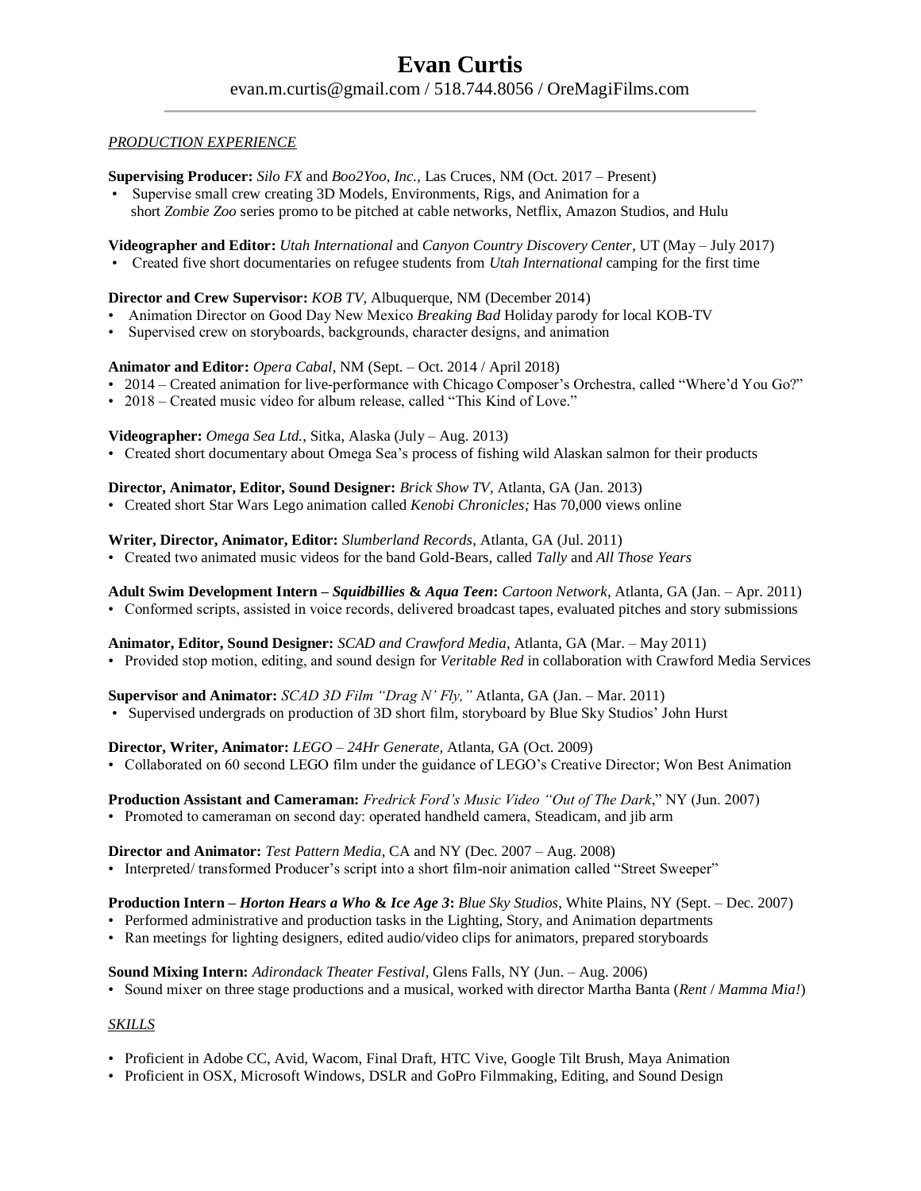# Evan Curtis

evan.m.curtis@gmail.com / 518.744.8056 / OreMagiFilms.com

---

*PRODUCTION EXPERIENCE*

**Supervising Producer:** *Silo FX* and *Boo2Yoo, Inc.,* Las Cruces, NM (Oct. 2017 – Present)

- Supervise small crew creating 3D Models, Environments, Rigs, and Animation for a short *Zombie Zoo* series promo to be pitched at cable networks, Netflix, Amazon Studios, and Hulu

**Videographer and Editor:** *Utah International* and *Canyon Country Discovery Center,* UT (May – July 2017)

- Created five short documentaries on refugee students from *Utah International* camping for the first time

**Director and Crew Supervisor:** *KOB TV*, Albuquerque, NM (December 2014)

- Animation Director on Good Day New Mexico *Breaking Bad* Holiday parody for local KOB-TV
- Supervised crew on storyboards, backgrounds, character designs, and animation

**Animator and Editor:** *Opera Cabal*, NM (Sept. – Oct. 2014 / April 2018)

- 2014 – Created animation for live-performance with Chicago Composer's Orchestra, called "Where'd You Go?"
- 2018 – Created music video for album release, called "This Kind of Love."

**Videographer:** *Omega Sea Ltd.*, Sitka, Alaska (July – Aug. 2013)

- Created short documentary about Omega Sea's process of fishing wild Alaskan salmon for their products

**Director, Animator, Editor, Sound Designer:** *Brick Show TV*, Atlanta, GA (Jan. 2013)

- Created short Star Wars Lego animation called *Kenobi Chronicles;* Has 70,000 views online

**Writer, Director, Animator, Editor:** *Slumberland Records*, Atlanta, GA (Jul. 2011)

- Created two animated music videos for the band Gold-Bears, called *Tally* and *All Those Years*

**Adult Swim Development Intern – *Squidbillies* & *Aqua Teen*:** *Cartoon Network*, Atlanta, GA (Jan. – Apr. 2011)

- Conformed scripts, assisted in voice records, delivered broadcast tapes, evaluated pitches and story submissions

**Animator, Editor, Sound Designer:** *SCAD and Crawford Media*, Atlanta, GA (Mar. – May 2011)

- Provided stop motion, editing, and sound design for *Veritable Red* in collaboration with Crawford Media Services

**Supervisor and Animator:** *SCAD 3D Film "Drag N' Fly,"* Atlanta, GA (Jan. – Mar. 2011)

- Supervised undergrads on production of 3D short film, storyboard by Blue Sky Studios' John Hurst

**Director, Writer, Animator:** *LEGO – 24Hr Generate*, Atlanta, GA (Oct. 2009)

- Collaborated on 60 second LEGO film under the guidance of LEGO's Creative Director; Won Best Animation

**Production Assistant and Cameraman:** *Fredrick Ford's Music Video "Out of The Dark*," NY (Jun. 2007)

- Promoted to cameraman on second day: operated handheld camera, Steadicam, and jib arm

**Director and Animator:** *Test Pattern Media*, CA and NY (Dec. 2007 – Aug. 2008)

- Interpreted/ transformed Producer's script into a short film-noir animation called "Street Sweeper"

**Production Intern – *Horton Hears a Who* & *Ice Age 3*:** *Blue Sky Studios*, White Plains, NY (Sept. – Dec. 2007)

- Performed administrative and production tasks in the Lighting, Story, and Animation departments
- Ran meetings for lighting designers, edited audio/video clips for animators, prepared storyboards

**Sound Mixing Intern:** *Adirondack Theater Festival*, Glens Falls, NY (Jun. – Aug. 2006)

- Sound mixer on three stage productions and a musical, worked with director Martha Banta (*Rent* / *Mamma Mia!*)

*SKILLS*

- Proficient in Adobe CC, Avid, Wacom, Final Draft, HTC Vive, Google Tilt Brush, Maya Animation
- Proficient in OSX, Microsoft Windows, DSLR and GoPro Filmmaking, Editing, and Sound Design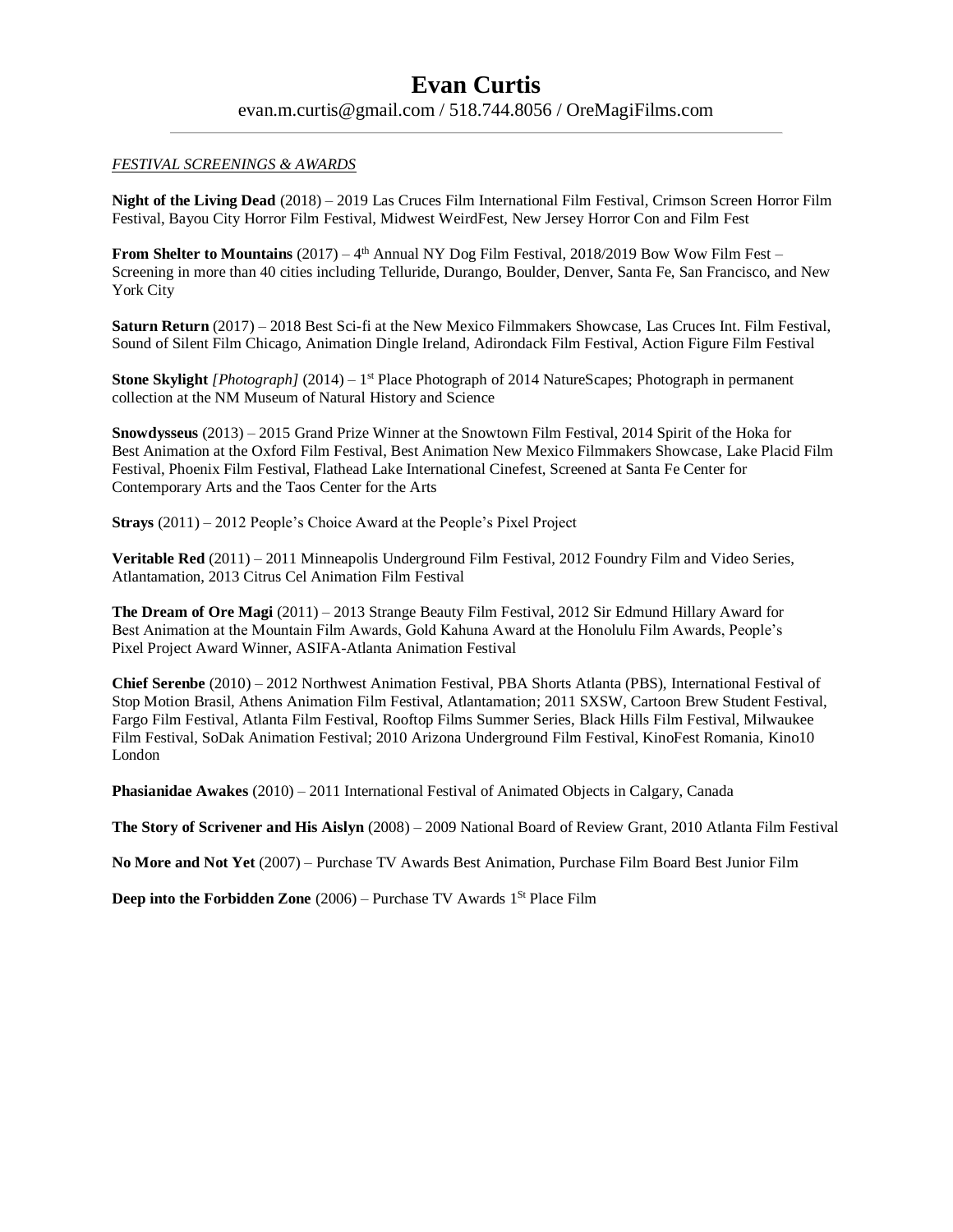# Evan Curtis

evan.m.curtis@gmail.com / 518.744.8056 / OreMagiFilms.com

---

*FESTIVAL SCREENINGS & AWARDS*

**Night of the Living Dead** (2018) – 2019 Las Cruces Film International Film Festival, Crimson Screen Horror Film Festival, Bayou City Horror Film Festival, Midwest WeirdFest, New Jersey Horror Con and Film Fest

**From Shelter to Mountains** (2017) – 4th Annual NY Dog Film Festival, 2018/2019 Bow Wow Film Fest – Screening in more than 40 cities including Telluride, Durango, Boulder, Denver, Santa Fe, San Francisco, and New York City

**Saturn Return** (2017) – 2018 Best Sci-fi at the New Mexico Filmmakers Showcase, Las Cruces Int. Film Festival, Sound of Silent Film Chicago, Animation Dingle Ireland, Adirondack Film Festival, Action Figure Film Festival

**Stone Skylight** *[Photograph]* (2014) – 1st Place Photograph of 2014 NatureScapes; Photograph in permanent collection at the NM Museum of Natural History and Science

**Snowdysseus** (2013) – 2015 Grand Prize Winner at the Snowtown Film Festival, 2014 Spirit of the Hoka for Best Animation at the Oxford Film Festival, Best Animation New Mexico Filmmakers Showcase, Lake Placid Film Festival, Phoenix Film Festival, Flathead Lake International Cinefest, Screened at Santa Fe Center for Contemporary Arts and the Taos Center for the Arts

**Strays** (2011) – 2012 People's Choice Award at the People's Pixel Project

**Veritable Red** (2011) – 2011 Minneapolis Underground Film Festival, 2012 Foundry Film and Video Series, Atlantamation, 2013 Citrus Cel Animation Film Festival

**The Dream of Ore Magi** (2011) – 2013 Strange Beauty Film Festival, 2012 Sir Edmund Hillary Award for Best Animation at the Mountain Film Awards, Gold Kahuna Award at the Honolulu Film Awards, People's Pixel Project Award Winner, ASIFA-Atlanta Animation Festival

**Chief Serenbe** (2010) – 2012 Northwest Animation Festival, PBA Shorts Atlanta (PBS), International Festival of Stop Motion Brasil, Athens Animation Film Festival, Atlantamation; 2011 SXSW, Cartoon Brew Student Festival, Fargo Film Festival, Atlanta Film Festival, Rooftop Films Summer Series, Black Hills Film Festival, Milwaukee Film Festival, SoDak Animation Festival; 2010 Arizona Underground Film Festival, KinoFest Romania, Kino10 London

**Phasianidae Awakes** (2010) – 2011 International Festival of Animated Objects in Calgary, Canada

**The Story of Scrivener and His Aislyn** (2008) – 2009 National Board of Review Grant, 2010 Atlanta Film Festival

**No More and Not Yet** (2007) – Purchase TV Awards Best Animation, Purchase Film Board Best Junior Film

**Deep into the Forbidden Zone** (2006) – Purchase TV Awards 1St Place Film